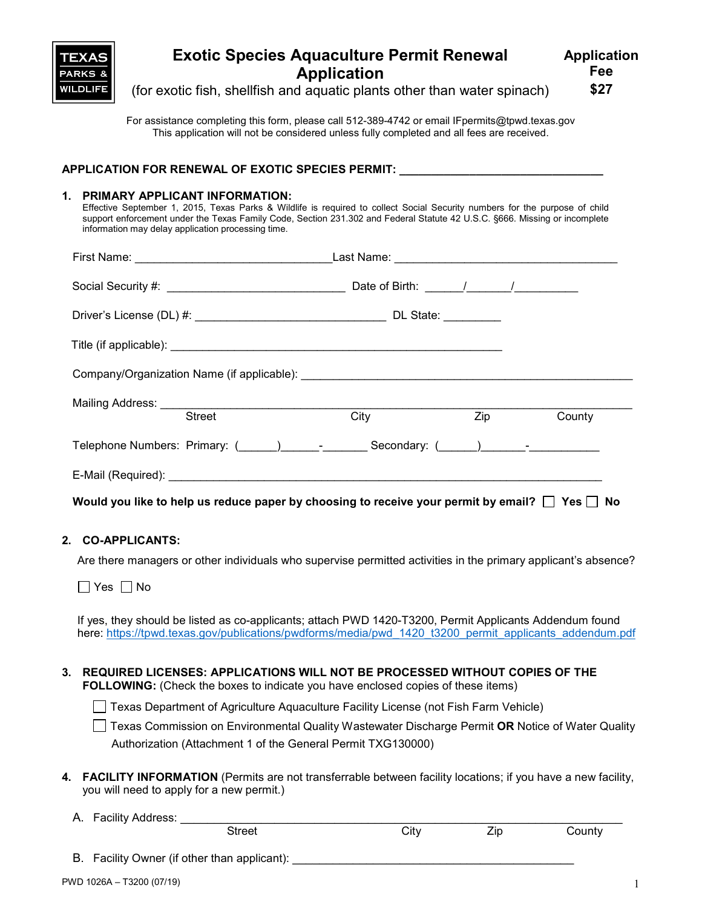TEXAS PARKS & WILDLIFE

# Exotic Species Aquaculture Permit Renewal Application

(for exotic fish, shellfish and aquatic plants other than water spinach)

**Application Fee $27**

For assistance completing this form, please call 512-389-4742 or email IFpermits@tpwd.texas.gov
This application will not be considered unless fully completed and all fees are received.

**APPLICATION FOR RENEWAL OF EXOTIC SPECIES PERMIT:** ________________________________

## 1. PRIMARY APPLICANT INFORMATION:

Effective September 1, 2015, Texas Parks & Wildlife is required to collect Social Security numbers for the purpose of child support enforcement under the Texas Family Code, Section 231.302 and Federal Statute 42 U.S.C. §666. Missing or incomplete information may delay application processing time.

First Name: ______________________________ Last Name: ___________________________________

Social Security #: ___________________________ Date of Birth: ______/______/__________

Driver's License (DL) #: _____________________________ DL State: _________

Title (if applicable): ____________________________________________________

Company/Organization Name (if applicable): ____________________________________________________

Mailing Address: ______________________________________________________________________
Street / City / Zip / County

Telephone Numbers: Primary: (______)______-_______ Secondary: (______)_______-___________

E-Mail (Required): ____________________________________________________________________

**Would you like to help us reduce paper by choosing to receive your permit by email?** ☐ **Yes** ☐ **No**

## 2. CO-APPLICANTS:

Are there managers or other individuals who supervise permitted activities in the primary applicant's absence?

☐ Yes ☐ No

If yes, they should be listed as co-applicants; attach PWD 1420-T3200, Permit Applicants Addendum found here: https://tpwd.texas.gov/publications/pwdforms/media/pwd_1420_t3200_permit_applicants_addendum.pdf

## 3. REQUIRED LICENSES: APPLICATIONS WILL NOT BE PROCESSED WITHOUT COPIES OF THE FOLLOWING: (Check the boxes to indicate you have enclosed copies of these items)

☐ Texas Department of Agriculture Aquaculture Facility License (not Fish Farm Vehicle)

☐ Texas Commission on Environmental Quality Wastewater Discharge Permit **OR** Notice of Water Quality Authorization (Attachment 1 of the General Permit TXG130000)

## 4. FACILITY INFORMATION (Permits are not transferrable between facility locations; if you have a new facility, you will need to apply for a new permit.)

A. Facility Address: ______________________________________________________________
Street / City / Zip / County

B. Facility Owner (if other than applicant): _____________________________________________

PWD 1026A – T3200 (07/19)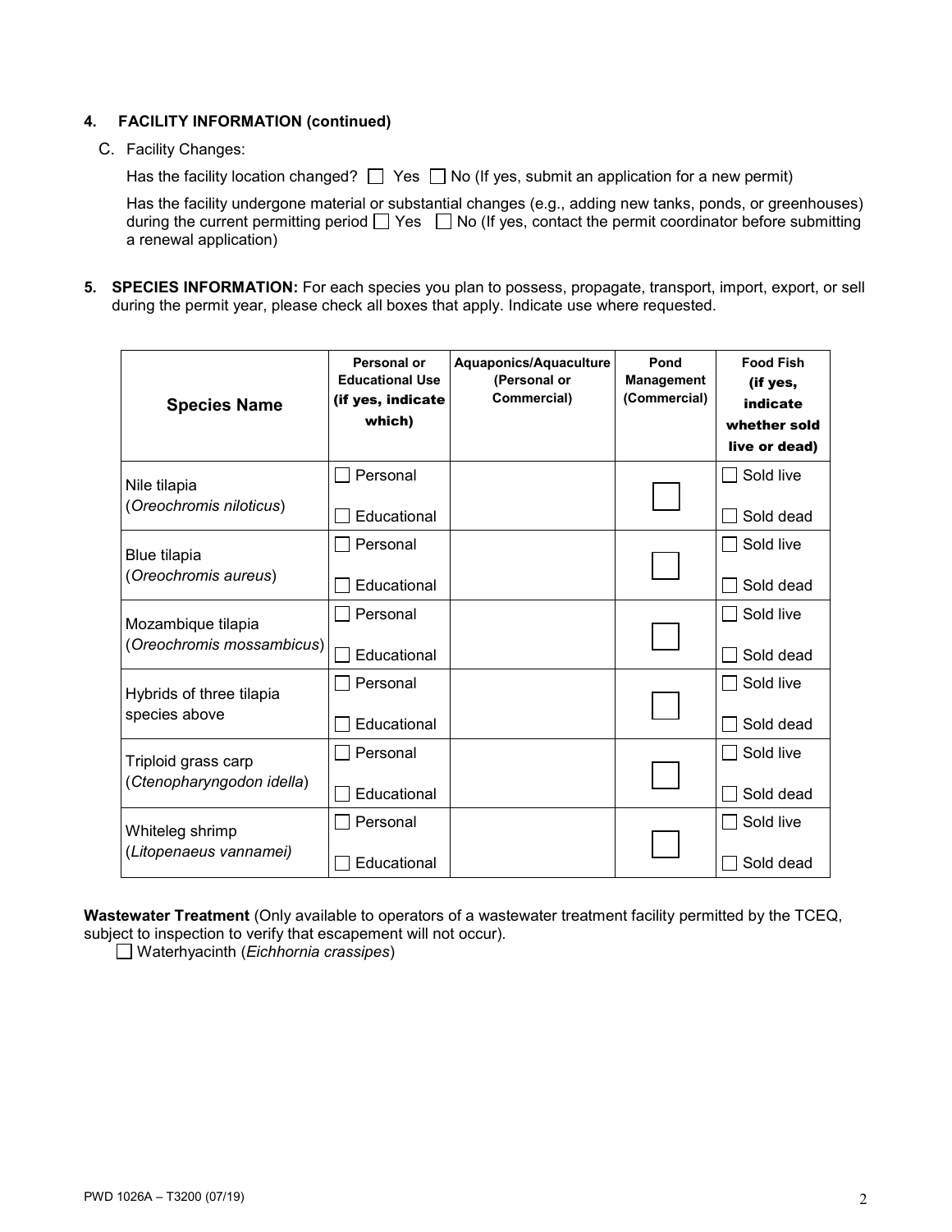**4. FACILITY INFORMATION (continued)**

C. Facility Changes:

Has the facility location changed? ☐ Yes ☐ No (If yes, submit an application for a new permit)

Has the facility undergone material or substantial changes (e.g., adding new tanks, ponds, or greenhouses) during the current permitting period ☐ Yes ☐ No (If yes, contact the permit coordinator before submitting a renewal application)

**5. SPECIES INFORMATION:** For each species you plan to possess, propagate, transport, import, export, or sell during the permit year, please check all boxes that apply. Indicate use where requested.

| Species Name | Personal or Educational Use (if yes, indicate which) | Aquaponics/Aquaculture (Personal or Commercial) | Pond Management (Commercial) | Food Fish (if yes, indicate whether sold live or dead) |
|---|---|---|---|---|
| Nile tilapia (*Oreochromis niloticus*) | ☐ Personal<br>☐ Educational | | ☐ | ☐ Sold live<br>☐ Sold dead |
| Blue tilapia (*Oreochromis aureus*) | ☐ Personal<br>☐ Educational | | ☐ | ☐ Sold live<br>☐ Sold dead |
| Mozambique tilapia (*Oreochromis mossambicus*) | ☐ Personal<br>☐ Educational | | ☐ | ☐ Sold live<br>☐ Sold dead |
| Hybrids of three tilapia species above | ☐ Personal<br>☐ Educational | | ☐ | ☐ Sold live<br>☐ Sold dead |
| Triploid grass carp (*Ctenopharyngodon idella*) | ☐ Personal<br>☐ Educational | | ☐ | ☐ Sold live<br>☐ Sold dead |
| Whiteleg shrimp (*Litopenaeus vannamei)* | ☐ Personal<br>☐ Educational | | ☐ | ☐ Sold live<br>☐ Sold dead |

**Wastewater Treatment** (Only available to operators of a wastewater treatment facility permitted by the TCEQ, subject to inspection to verify that escapement will not occur).

☐ Waterhyacinth (*Eichhornia crassipes*)

PWD 1026A – T3200 (07/19)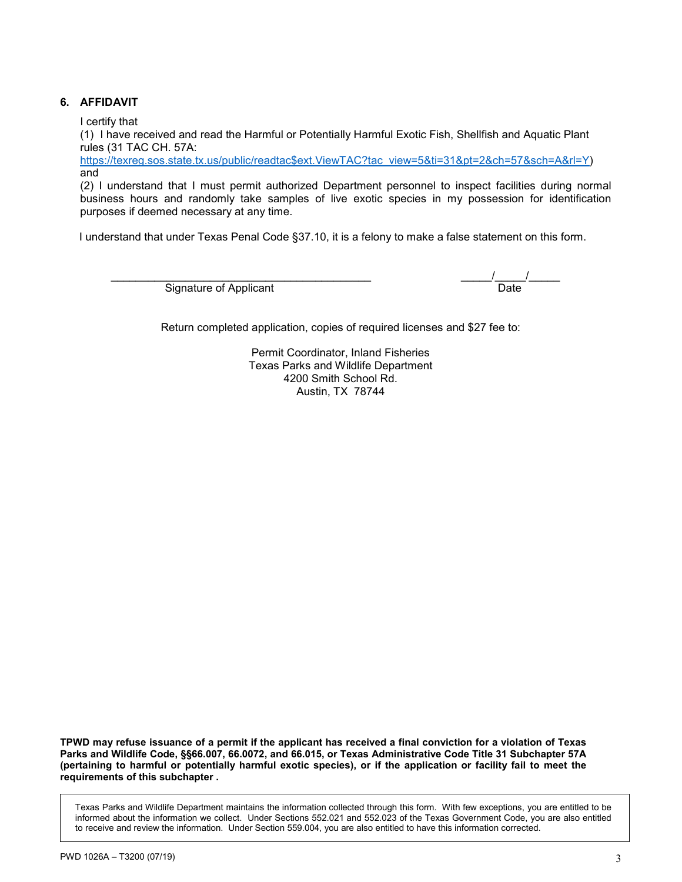## 6. AFFIDAVIT

I certify that

(1) I have received and read the Harmful or Potentially Harmful Exotic Fish, Shellfish and Aquatic Plant rules (31 TAC CH. 57A: https://texreg.sos.state.tx.us/public/readtac$ext.ViewTAC?tac_view=5&ti=31&pt=2&ch=57&sch=A&rl=Y) and

(2) I understand that I must permit authorized Department personnel to inspect facilities during normal business hours and randomly take samples of live exotic species in my possession for identification purposes if deemed necessary at any time.

I understand that under Texas Penal Code §37.10, it is a felony to make a false statement on this form.

\_\_\_\_\_\_\_\_\_\_\_\_\_\_\_\_\_\_\_\_\_\_\_\_\_\_\_\_\_\_\_\_\_\_\_\_\_\_\_\_\_\_\_\_ \_\_\_\_\_/\_\_\_\_\_/\_\_\_\_\_

Signature of Applicant Date

Return completed application, copies of required licenses and $27 fee to:

Permit Coordinator, Inland Fisheries
Texas Parks and Wildlife Department
4200 Smith School Rd.
Austin, TX 78744

**TPWD may refuse issuance of a permit if the applicant has received a final conviction for a violation of Texas Parks and Wildlife Code, §§66.007, 66.0072, and 66.015, or Texas Administrative Code Title 31 Subchapter 57A (pertaining to harmful or potentially harmful exotic species), or if the application or facility fail to meet the requirements of this subchapter .**

Texas Parks and Wildlife Department maintains the information collected through this form. With few exceptions, you are entitled to be informed about the information we collect. Under Sections 552.021 and 552.023 of the Texas Government Code, you are also entitled to receive and review the information. Under Section 559.004, you are also entitled to have this information corrected.

PWD 1026A – T3200 (07/19)